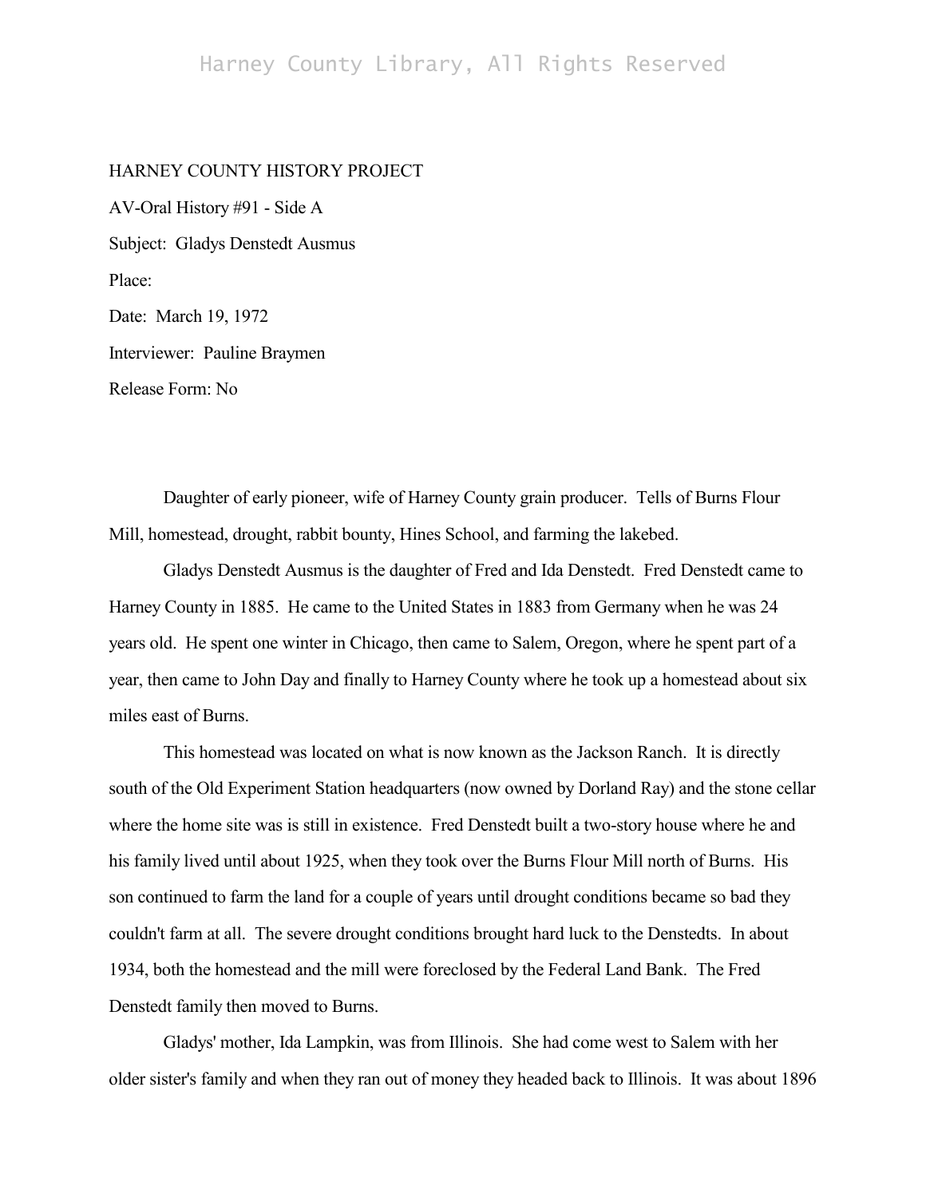HARNEY COUNTY HISTORY PROJECT

AV-Oral History #91 - Side A

Subject: Gladys Denstedt Ausmus

Place:

Date: March 19, 1972

Interviewer: Pauline Braymen

Release Form: No

Daughter of early pioneer, wife of Harney County grain producer. Tells of Burns Flour Mill, homestead, drought, rabbit bounty, Hines School, and farming the lakebed.

Gladys Denstedt Ausmus is the daughter of Fred and Ida Denstedt. Fred Denstedt came to Harney County in 1885. He came to the United States in 1883 from Germany when he was 24 years old. He spent one winter in Chicago, then came to Salem, Oregon, where he spent part of a year, then came to John Day and finally to Harney County where he took up a homestead about six miles east of Burns.

This homestead was located on what is now known as the Jackson Ranch. It is directly south of the Old Experiment Station headquarters (now owned by Dorland Ray) and the stone cellar where the home site was is still in existence. Fred Denstedt built a two-story house where he and his family lived until about 1925, when they took over the Burns Flour Mill north of Burns. His son continued to farm the land for a couple of years until drought conditions became so bad they couldn't farm at all. The severe drought conditions brought hard luck to the Denstedts. In about 1934, both the homestead and the mill were foreclosed by the Federal Land Bank. The Fred Denstedt family then moved to Burns.

Gladys' mother, Ida Lampkin, was from Illinois. She had come west to Salem with her older sister's family and when they ran out of money they headed back to Illinois. It was about 1896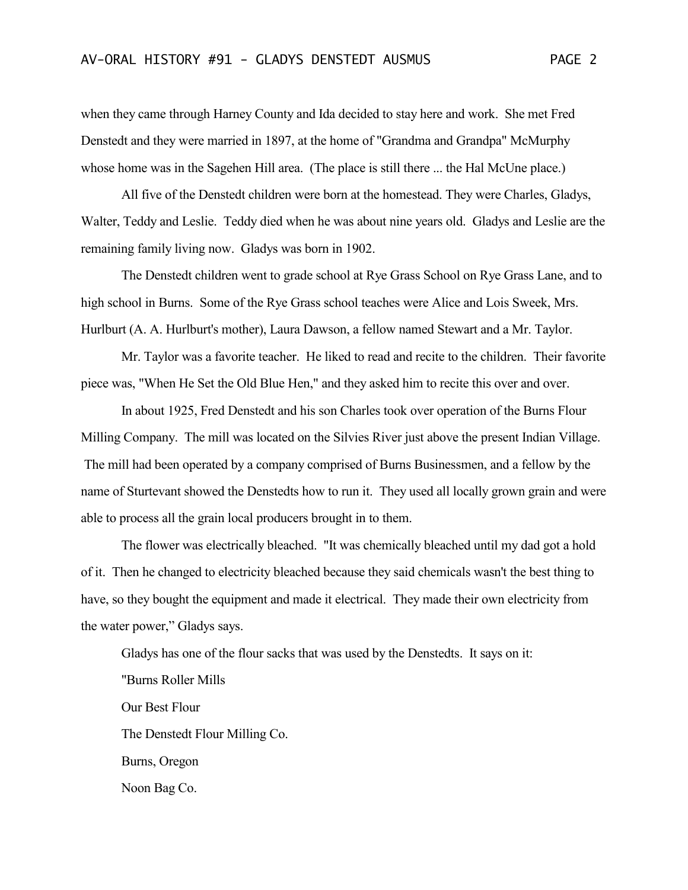when they came through Harney County and Ida decided to stay here and work. She met Fred Denstedt and they were married in 1897, at the home of "Grandma and Grandpa" McMurphy whose home was in the Sagehen Hill area. (The place is still there ... the Hal McUne place.)

All five of the Denstedt children were born at the homestead. They were Charles, Gladys, Walter, Teddy and Leslie. Teddy died when he was about nine years old. Gladys and Leslie are the remaining family living now. Gladys was born in 1902.

The Denstedt children went to grade school at Rye Grass School on Rye Grass Lane, and to high school in Burns. Some of the Rye Grass school teaches were Alice and Lois Sweek, Mrs. Hurlburt (A. A. Hurlburt's mother), Laura Dawson, a fellow named Stewart and a Mr. Taylor.

Mr. Taylor was a favorite teacher. He liked to read and recite to the children. Their favorite piece was, "When He Set the Old Blue Hen," and they asked him to recite this over and over.

In about 1925, Fred Denstedt and his son Charles took over operation of the Burns Flour Milling Company. The mill was located on the Silvies River just above the present Indian Village. The mill had been operated by a company comprised of Burns Businessmen, and a fellow by the name of Sturtevant showed the Denstedts how to run it. They used all locally grown grain and were able to process all the grain local producers brought in to them.

The flower was electrically bleached. "It was chemically bleached until my dad got a hold of it. Then he changed to electricity bleached because they said chemicals wasn't the best thing to have, so they bought the equipment and made it electrical. They made their own electricity from the water power," Gladys says.

Gladys has one of the flour sacks that was used by the Denstedts. It says on it:

"Burns Roller Mills

Our Best Flour

The Denstedt Flour Milling Co.

Burns, Oregon

Noon Bag Co.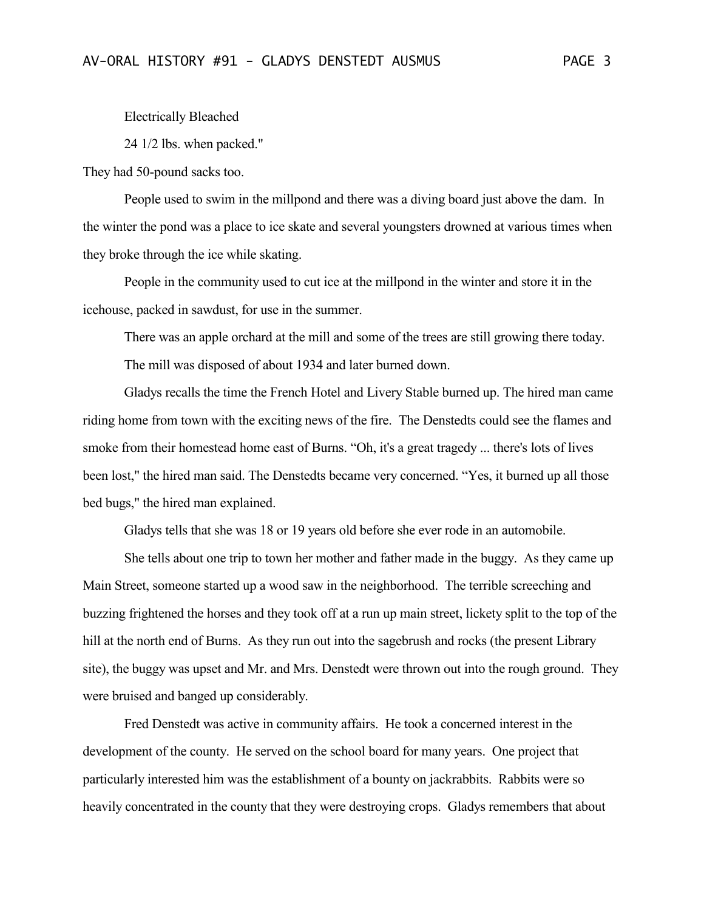Electrically Bleached

24 1/2 lbs. when packed."

They had 50-pound sacks too.

People used to swim in the millpond and there was a diving board just above the dam. In the winter the pond was a place to ice skate and several youngsters drowned at various times when they broke through the ice while skating.

People in the community used to cut ice at the millpond in the winter and store it in the icehouse, packed in sawdust, for use in the summer.

There was an apple orchard at the mill and some of the trees are still growing there today.

The mill was disposed of about 1934 and later burned down.

Gladys recalls the time the French Hotel and Livery Stable burned up. The hired man came riding home from town with the exciting news of the fire. The Denstedts could see the flames and smoke from their homestead home east of Burns. "Oh, it's a great tragedy ... there's lots of lives been lost," the hired man said. The Denstedts became very concerned. "Yes, it burned up all those bed bugs," the hired man explained.

Gladys tells that she was 18 or 19 years old before she ever rode in an automobile.

She tells about one trip to town her mother and father made in the buggy. As they came up Main Street, someone started up a wood saw in the neighborhood. The terrible screeching and buzzing frightened the horses and they took off at a run up main street, lickety split to the top of the hill at the north end of Burns. As they run out into the sagebrush and rocks (the present Library site), the buggy was upset and Mr. and Mrs. Denstedt were thrown out into the rough ground. They were bruised and banged up considerably.

Fred Denstedt was active in community affairs. He took a concerned interest in the development of the county. He served on the school board for many years. One project that particularly interested him was the establishment of a bounty on jackrabbits. Rabbits were so heavily concentrated in the county that they were destroying crops. Gladys remembers that about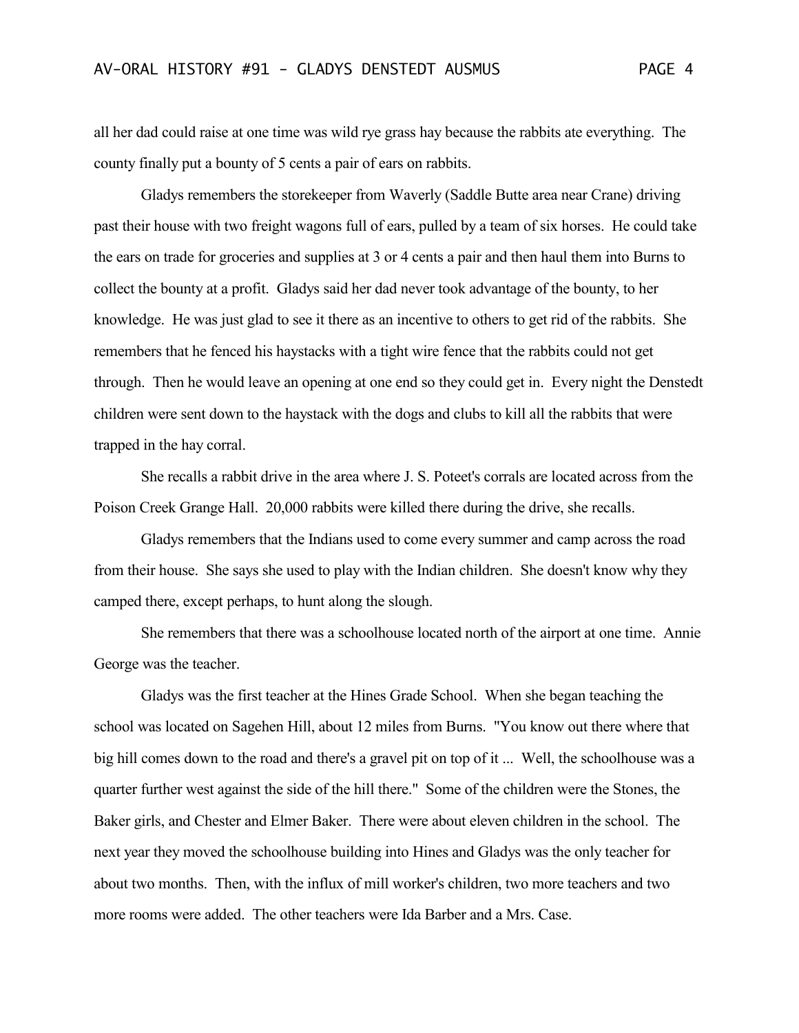all her dad could raise at one time was wild rye grass hay because the rabbits ate everything. The county finally put a bounty of 5 cents a pair of ears on rabbits.

Gladys remembers the storekeeper from Waverly (Saddle Butte area near Crane) driving past their house with two freight wagons full of ears, pulled by a team of six horses. He could take the ears on trade for groceries and supplies at 3 or 4 cents a pair and then haul them into Burns to collect the bounty at a profit. Gladys said her dad never took advantage of the bounty, to her knowledge. He was just glad to see it there as an incentive to others to get rid of the rabbits. She remembers that he fenced his haystacks with a tight wire fence that the rabbits could not get through. Then he would leave an opening at one end so they could get in. Every night the Denstedt children were sent down to the haystack with the dogs and clubs to kill all the rabbits that were trapped in the hay corral.

She recalls a rabbit drive in the area where J. S. Poteet's corrals are located across from the Poison Creek Grange Hall. 20,000 rabbits were killed there during the drive, she recalls.

Gladys remembers that the Indians used to come every summer and camp across the road from their house. She says she used to play with the Indian children. She doesn't know why they camped there, except perhaps, to hunt along the slough.

She remembers that there was a schoolhouse located north of the airport at one time. Annie George was the teacher.

Gladys was the first teacher at the Hines Grade School. When she began teaching the school was located on Sagehen Hill, about 12 miles from Burns. "You know out there where that big hill comes down to the road and there's a gravel pit on top of it ... Well, the schoolhouse was a quarter further west against the side of the hill there." Some of the children were the Stones, the Baker girls, and Chester and Elmer Baker. There were about eleven children in the school. The next year they moved the schoolhouse building into Hines and Gladys was the only teacher for about two months. Then, with the influx of mill worker's children, two more teachers and two more rooms were added. The other teachers were Ida Barber and a Mrs. Case.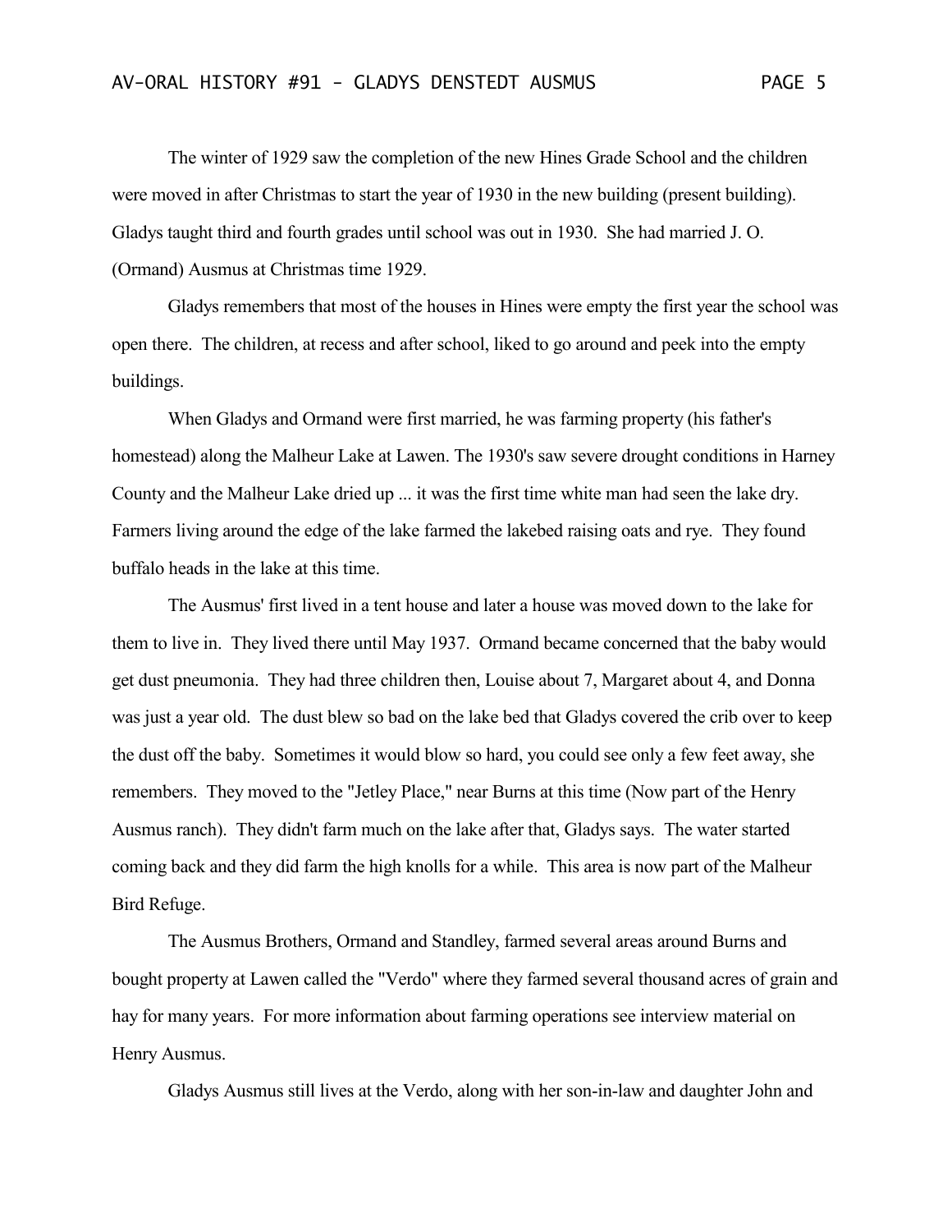The winter of 1929 saw the completion of the new Hines Grade School and the children were moved in after Christmas to start the year of 1930 in the new building (present building). Gladys taught third and fourth grades until school was out in 1930. She had married J. O. (Ormand) Ausmus at Christmas time 1929.

Gladys remembers that most of the houses in Hines were empty the first year the school was open there. The children, at recess and after school, liked to go around and peek into the empty buildings.

When Gladys and Ormand were first married, he was farming property (his father's homestead) along the Malheur Lake at Lawen. The 1930's saw severe drought conditions in Harney County and the Malheur Lake dried up ... it was the first time white man had seen the lake dry. Farmers living around the edge of the lake farmed the lakebed raising oats and rye. They found buffalo heads in the lake at this time.

The Ausmus' first lived in a tent house and later a house was moved down to the lake for them to live in. They lived there until May 1937. Ormand became concerned that the baby would get dust pneumonia. They had three children then, Louise about 7, Margaret about 4, and Donna was just a year old. The dust blew so bad on the lake bed that Gladys covered the crib over to keep the dust off the baby. Sometimes it would blow so hard, you could see only a few feet away, she remembers. They moved to the "Jetley Place," near Burns at this time (Now part of the Henry Ausmus ranch). They didn't farm much on the lake after that, Gladys says. The water started coming back and they did farm the high knolls for a while. This area is now part of the Malheur Bird Refuge.

The Ausmus Brothers, Ormand and Standley, farmed several areas around Burns and bought property at Lawen called the "Verdo" where they farmed several thousand acres of grain and hay for many years. For more information about farming operations see interview material on Henry Ausmus.

Gladys Ausmus still lives at the Verdo, along with her son-in-law and daughter John and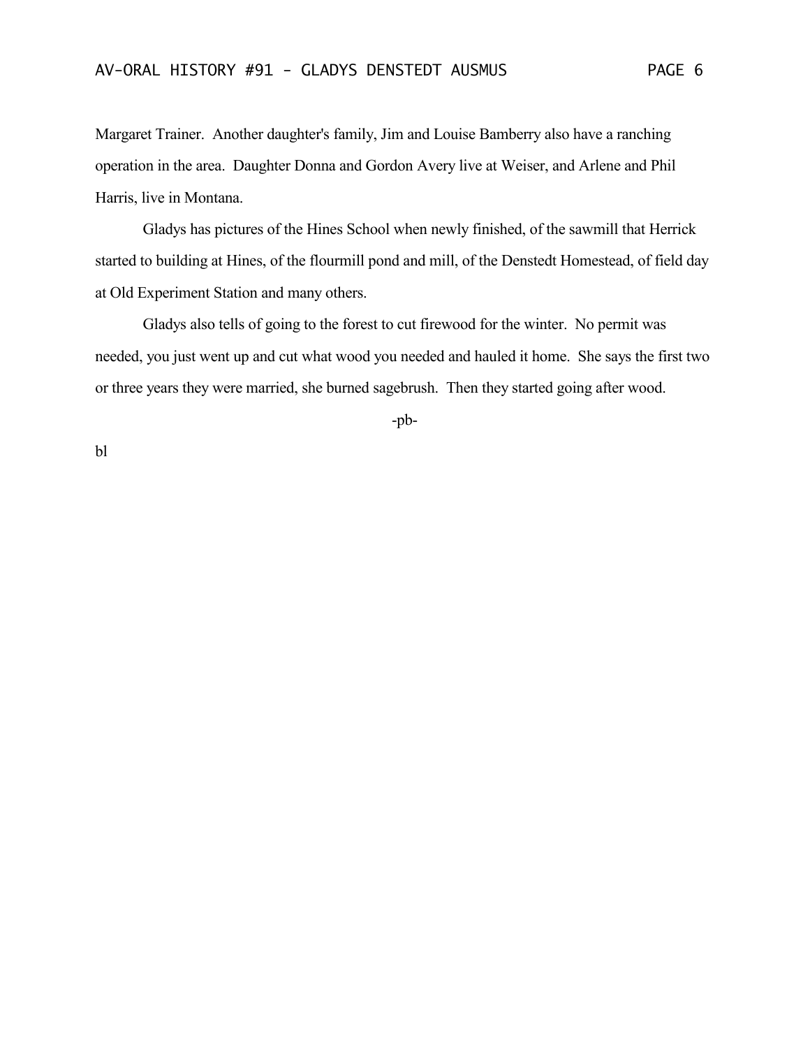Margaret Trainer. Another daughter's family, Jim and Louise Bamberry also have a ranching operation in the area. Daughter Donna and Gordon Avery live at Weiser, and Arlene and Phil Harris, live in Montana.

Gladys has pictures of the Hines School when newly finished, of the sawmill that Herrick started to building at Hines, of the flourmill pond and mill, of the Denstedt Homestead, of field day at Old Experiment Station and many others.

Gladys also tells of going to the forest to cut firewood for the winter. No permit was needed, you just went up and cut what wood you needed and hauled it home. She says the first two or three years they were married, she burned sagebrush. Then they started going after wood.

-pb-

bl